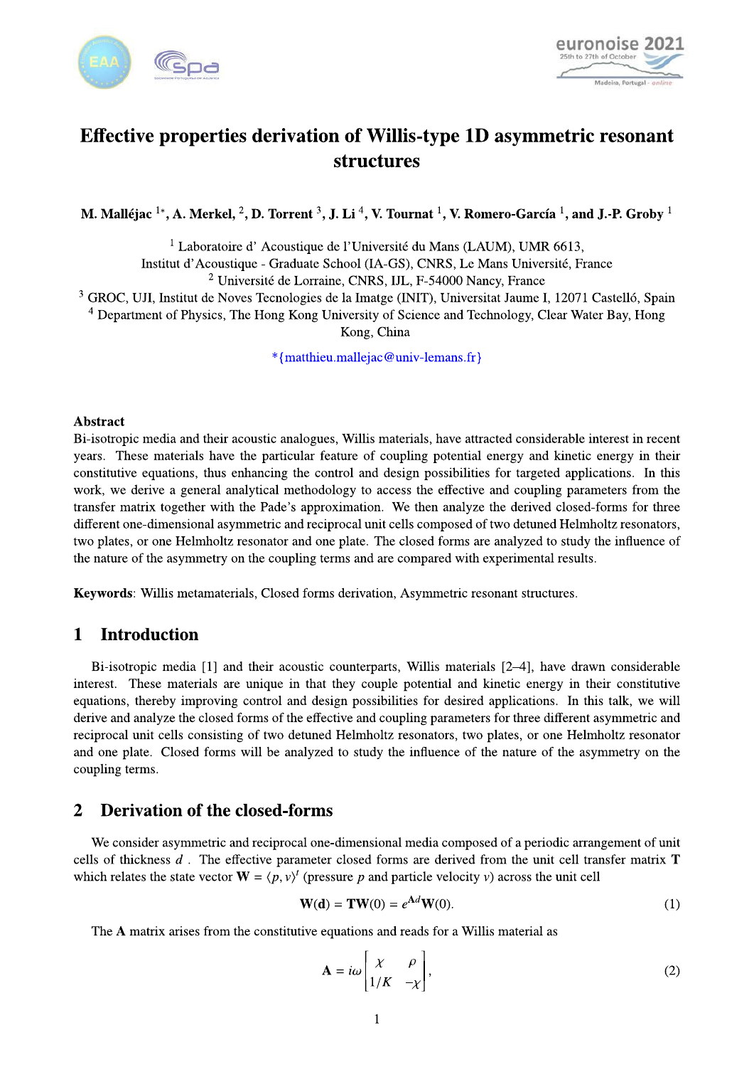# Effective properties derivation of Willis-type 1D asymmetric resonant structures

**M. Malléjac [1*], A. Merkel, [2], D. Torrent [3], J. Li [4], V. Tournat [1], V. Romero-García [1], and J.-P. Groby [1]**

[1] Laboratoire d' Acoustique de l'Université du Mans (LAUM), UMR 6613, Institut d'Acoustique - Graduate School (IA-GS), CNRS, Le Mans Université, France
[2] Université de Lorraine, CNRS, IJL, F-54000 Nancy, France
[3] GROC, UJI, Institut de Noves Tecnologies de la Imatge (INIT), Universitat Jaume I, 12071 Castelló, Spain
[4] Department of Physics, The Hong Kong University of Science and Technology, Clear Water Bay, Hong Kong, China

*{matthieu.mallejac@univ-lemans.fr}

**Abstract**
Bi-isotropic media and their acoustic analogues, Willis materials, have attracted considerable interest in recent years. These materials have the particular feature of coupling potential energy and kinetic energy in their constitutive equations, thus enhancing the control and design possibilities for targeted applications. In this work, we derive a general analytical methodology to access the effective and coupling parameters from the transfer matrix together with the Pade's approximation. We then analyze the derived closed-forms for three different one-dimensional asymmetric and reciprocal unit cells composed of two detuned Helmholtz resonators, two plates, or one Helmholtz resonator and one plate. The closed forms are analyzed to study the influence of the nature of the asymmetry on the coupling terms and are compared with experimental results.

**Keywords**: Willis metamaterials, Closed forms derivation, Asymmetric resonant structures.

## 1 Introduction

Bi-isotropic media [1] and their acoustic counterparts, Willis materials [2–4], have drawn considerable interest. These materials are unique in that they couple potential and kinetic energy in their constitutive equations, thereby improving control and design possibilities for desired applications. In this talk, we will derive and analyze the closed forms of the effective and coupling parameters for three different asymmetric and reciprocal unit cells consisting of two detuned Helmholtz resonators, two plates, or one Helmholtz resonator and one plate. Closed forms will be analyzed to study the influence of the nature of the asymmetry on the coupling terms.

## 2 Derivation of the closed-forms

We consider asymmetric and reciprocal one-dimensional media composed of a periodic arrangement of unit cells of thickness $d$. The effective parameter closed forms are derived from the unit cell transfer matrix $\mathbf{T}$ which relates the state vector $\mathbf{W} = \langle p, v \rangle^t$ (pressure $p$ and particle velocity $v$) across the unit cell

$$\mathbf{W(d)} = \mathbf{T}\mathbf{W}(0) = e^{\mathbf{A}d}\mathbf{W}(0). \tag{1}$$

The $\mathbf{A}$ matrix arises from the constitutive equations and reads for a Willis material as

$$\mathbf{A} = i\omega \begin{bmatrix} \chi & \rho \\ 1/K & -\chi \end{bmatrix}, \tag{2}$$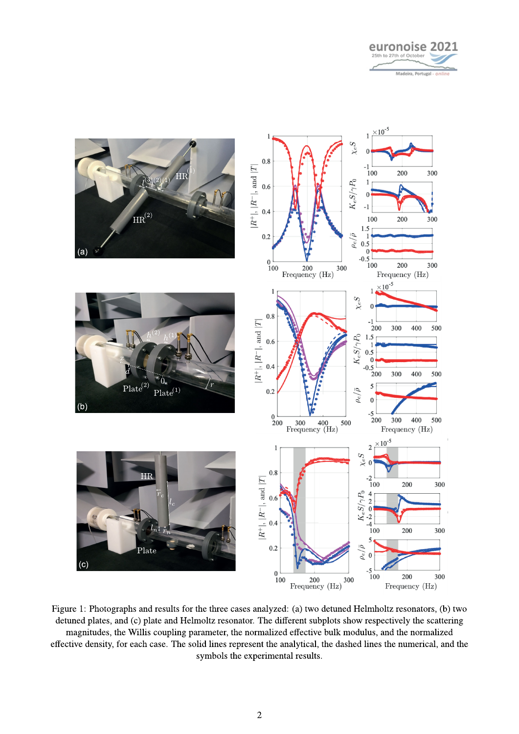Figure 1: Photographs and results for the three cases analyzed: (a) two detuned Helmholtz resonators, (b) two detuned plates, and (c) plate and Helmoltz resonator. The different subplots show respectively the scattering magnitudes, the Willis coupling parameter, the normalized effective bulk modulus, and the normalized effective density, for each case. The solid lines represent the analytical, the dashed lines the numerical, and the symbols the experimental results.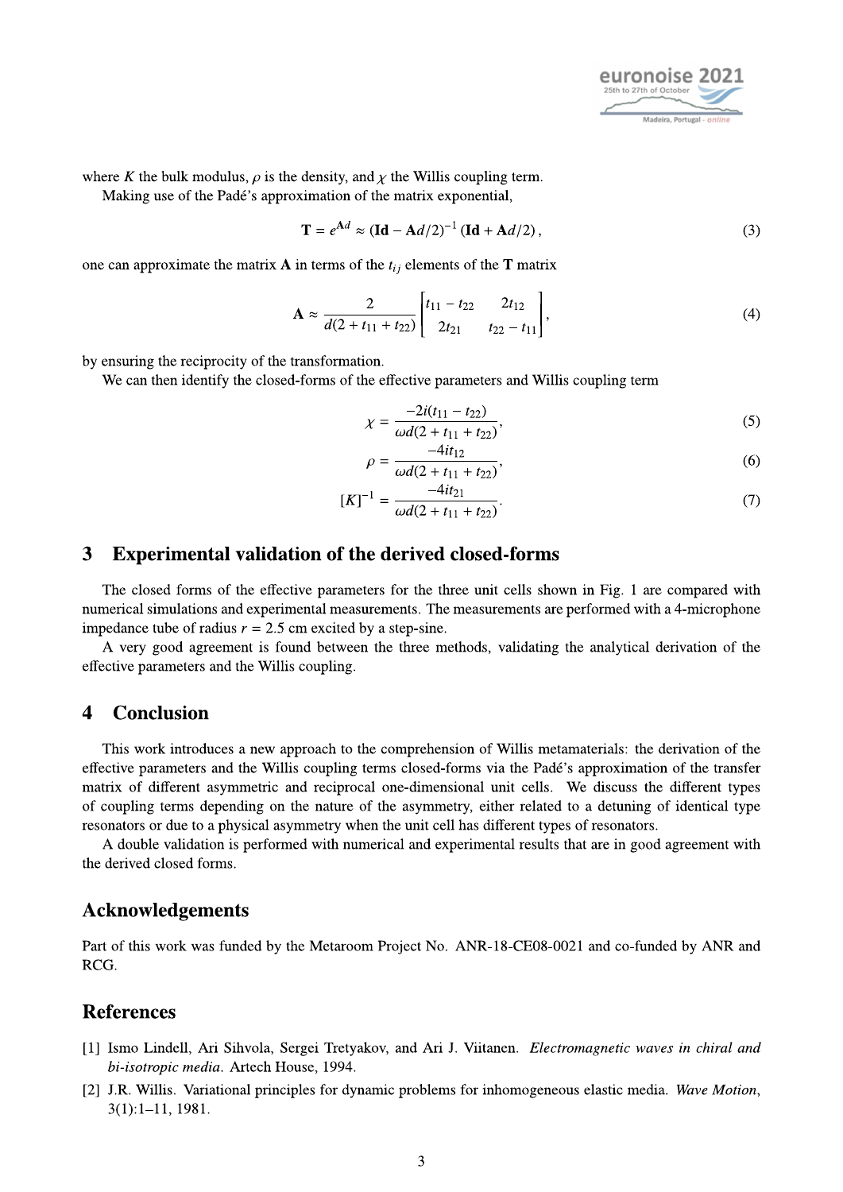where $K$ the bulk modulus, $\rho$ is the density, and $\chi$ the Willis coupling term.

Making use of the Padé's approximation of the matrix exponential,

$$\mathbf{T} = e^{\mathbf{A}d} \approx (\mathbf{Id} - \mathbf{A}d/2)^{-1} (\mathbf{Id} + \mathbf{A}d/2), \tag{3}$$

one can approximate the matrix $\mathbf{A}$ in terms of the $t_{ij}$ elements of the $\mathbf{T}$ matrix

$$\mathbf{A} \approx \frac{2}{d(2 + t_{11} + t_{22})} \begin{bmatrix} t_{11} - t_{22} & 2t_{12} \\ 2t_{21} & t_{22} - t_{11} \end{bmatrix}, \tag{4}$$

by ensuring the reciprocity of the transformation.

We can then identify the closed-forms of the effective parameters and Willis coupling term

$$\chi = \frac{-2i(t_{11} - t_{22})}{\omega d(2 + t_{11} + t_{22})}, \tag{5}$$

$$\rho = \frac{-4it_{12}}{\omega d(2 + t_{11} + t_{22})}, \tag{6}$$

$$[K]^{-1} = \frac{-4it_{21}}{\omega d(2 + t_{11} + t_{22})}. \tag{7}$$

## 3 Experimental validation of the derived closed-forms

The closed forms of the effective parameters for the three unit cells shown in Fig. 1 are compared with numerical simulations and experimental measurements. The measurements are performed with a 4-microphone impedance tube of radius $r = 2.5$ cm excited by a step-sine.

A very good agreement is found between the three methods, validating the analytical derivation of the effective parameters and the Willis coupling.

## 4 Conclusion

This work introduces a new approach to the comprehension of Willis metamaterials: the derivation of the effective parameters and the Willis coupling terms closed-forms via the Padé's approximation of the transfer matrix of different asymmetric and reciprocal one-dimensional unit cells. We discuss the different types of coupling terms depending on the nature of the asymmetry, either related to a detuning of identical type resonators or due to a physical asymmetry when the unit cell has different types of resonators.

A double validation is performed with numerical and experimental results that are in good agreement with the derived closed forms.

## Acknowledgements

Part of this work was funded by the Metaroom Project No. ANR-18-CE08-0021 and co-funded by ANR and RCG.

## References

[1] Ismo Lindell, Ari Sihvola, Sergei Tretyakov, and Ari J. Viitanen. *Electromagnetic waves in chiral and bi-isotropic media*. Artech House, 1994.

[2] J.R. Willis. Variational principles for dynamic problems for inhomogeneous elastic media. *Wave Motion*, 3(1):1–11, 1981.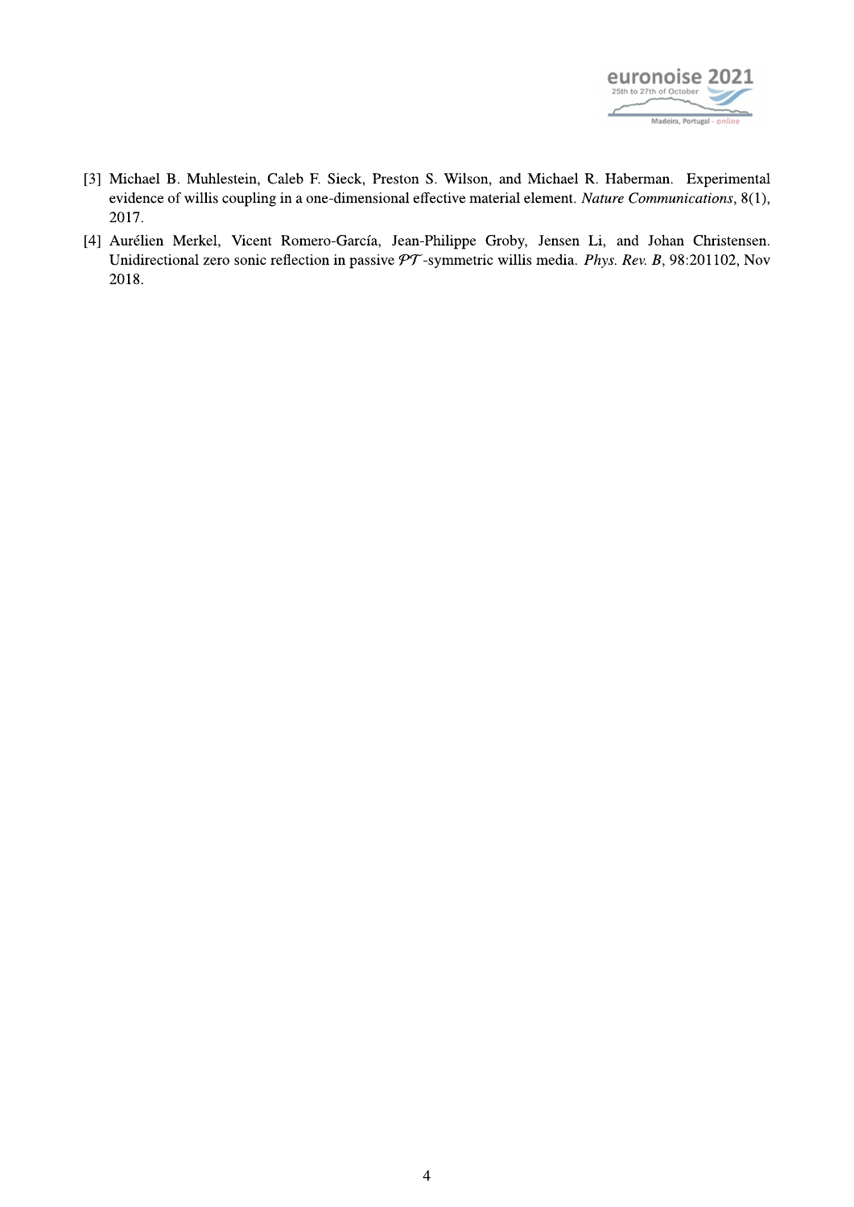[3] Michael B. Muhlestein, Caleb F. Sieck, Preston S. Wilson, and Michael R. Haberman. Experimental evidence of willis coupling in a one-dimensional effective material element. *Nature Communications*, 8(1), 2017.

[4] Aurélien Merkel, Vicent Romero-García, Jean-Philippe Groby, Jensen Li, and Johan Christensen. Unidirectional zero sonic reflection in passive $\mathcal{PT}$-symmetric willis media. *Phys. Rev. B*, 98:201102, Nov 2018.